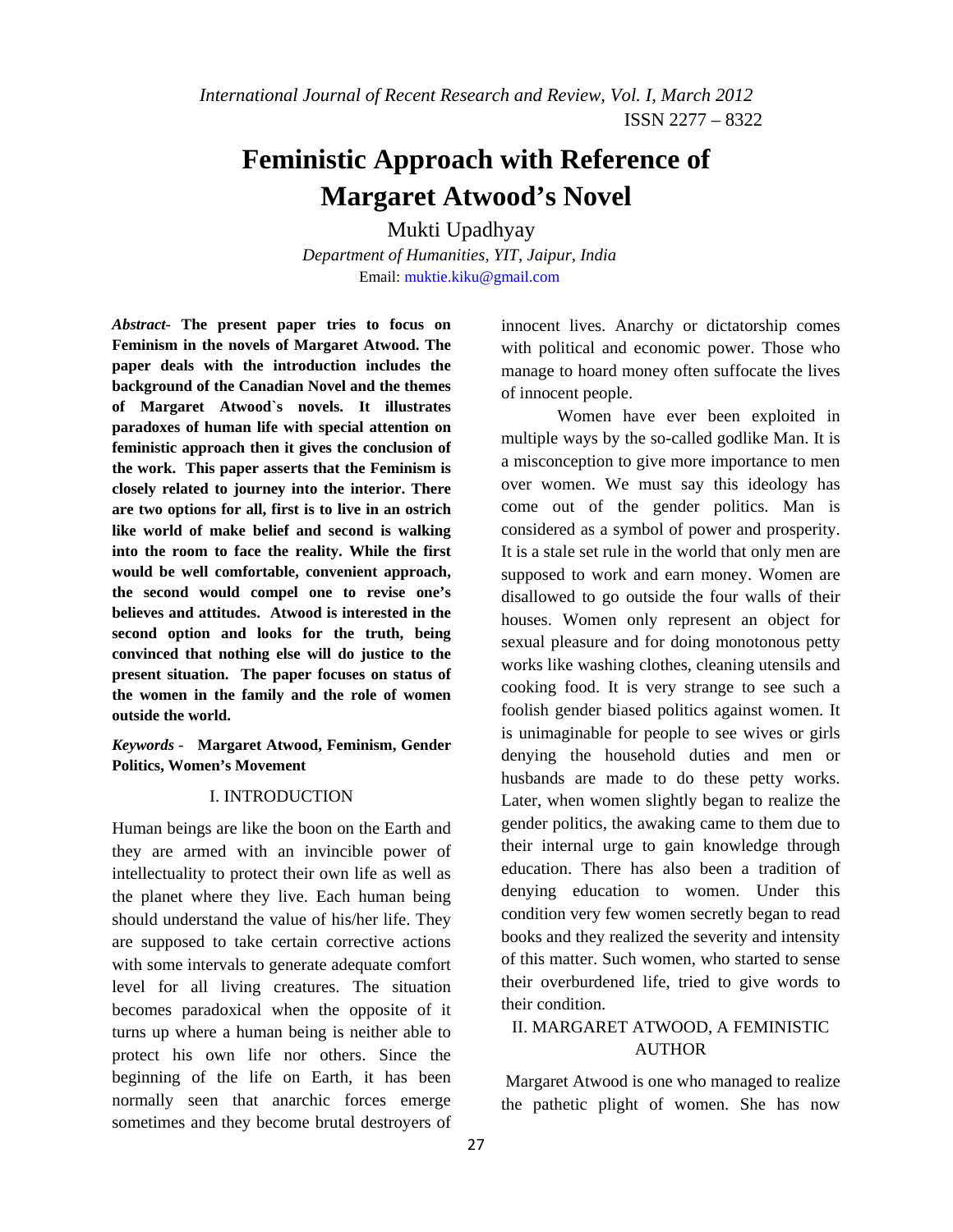# Feministic Approach with Reference of Margaret Atwood's Novel

Mukti Upadhyay

*Department of Humanities, YIT, Jaipur, India*

Email: muktie.kiku@gmail.com

***Abstract-*** **The present paper tries to focus on Feminism in the novels of Margaret Atwood. The paper deals with the introduction includes the background of the Canadian Novel and the themes of Margaret Atwood`s novels. It illustrates paradoxes of human life with special attention on feministic approach then it gives the conclusion of the work. This paper asserts that the Feminism is closely related to journey into the interior. There are two options for all, first is to live in an ostrich like world of make belief and second is walking into the room to face the reality. While the first would be well comfortable, convenient approach, the second would compel one to revise one's believes and attitudes. Atwood is interested in the second option and looks for the truth, being convinced that nothing else will do justice to the present situation. The paper focuses on status of the women in the family and the role of women outside the world.**

***Keywords -*** **Margaret Atwood, Feminism, Gender Politics, Women's Movement**

## I. INTRODUCTION

Human beings are like the boon on the Earth and they are armed with an invincible power of intellectuality to protect their own life as well as the planet where they live. Each human being should understand the value of his/her life. They are supposed to take certain corrective actions with some intervals to generate adequate comfort level for all living creatures. The situation becomes paradoxical when the opposite of it turns up where a human being is neither able to protect his own life nor others. Since the beginning of the life on Earth, it has been normally seen that anarchic forces emerge sometimes and they become brutal destroyers of innocent lives. Anarchy or dictatorship comes with political and economic power. Those who manage to hoard money often suffocate the lives of innocent people.

Women have ever been exploited in multiple ways by the so-called godlike Man. It is a misconception to give more importance to men over women. We must say this ideology has come out of the gender politics. Man is considered as a symbol of power and prosperity. It is a stale set rule in the world that only men are supposed to work and earn money. Women are disallowed to go outside the four walls of their houses. Women only represent an object for sexual pleasure and for doing monotonous petty works like washing clothes, cleaning utensils and cooking food. It is very strange to see such a foolish gender biased politics against women. It is unimaginable for people to see wives or girls denying the household duties and men or husbands are made to do these petty works. Later, when women slightly began to realize the gender politics, the awaking came to them due to their internal urge to gain knowledge through education. There has also been a tradition of denying education to women. Under this condition very few women secretly began to read books and they realized the severity and intensity of this matter. Such women, who started to sense their overburdened life, tried to give words to their condition.

## II. MARGARET ATWOOD, A FEMINISTIC AUTHOR

Margaret Atwood is one who managed to realize the pathetic plight of women. She has now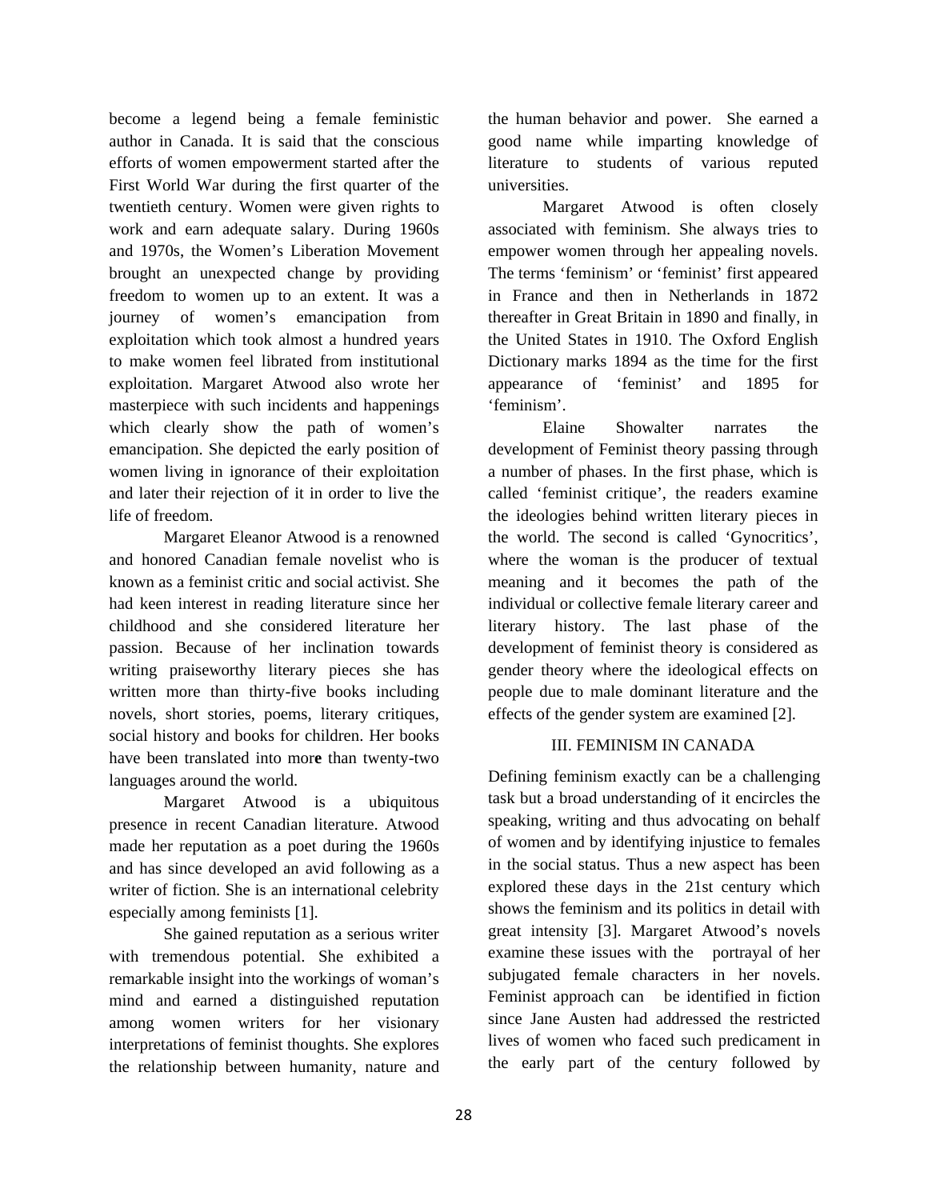become a legend being a female feministic author in Canada. It is said that the conscious efforts of women empowerment started after the First World War during the first quarter of the twentieth century. Women were given rights to work and earn adequate salary. During 1960s and 1970s, the Women's Liberation Movement brought an unexpected change by providing freedom to women up to an extent. It was a journey of women's emancipation from exploitation which took almost a hundred years to make women feel librated from institutional exploitation. Margaret Atwood also wrote her masterpiece with such incidents and happenings which clearly show the path of women's emancipation. She depicted the early position of women living in ignorance of their exploitation and later their rejection of it in order to live the life of freedom.

Margaret Eleanor Atwood is a renowned and honored Canadian female novelist who is known as a feminist critic and social activist. She had keen interest in reading literature since her childhood and she considered literature her passion. Because of her inclination towards writing praiseworthy literary pieces she has written more than thirty-five books including novels, short stories, poems, literary critiques, social history and books for children. Her books have been translated into mor**e** than twenty-two languages around the world.

Margaret Atwood is a ubiquitous presence in recent Canadian literature. Atwood made her reputation as a poet during the 1960s and has since developed an avid following as a writer of fiction. She is an international celebrity especially among feminists [1].

She gained reputation as a serious writer with tremendous potential. She exhibited a remarkable insight into the workings of woman's mind and earned a distinguished reputation among women writers for her visionary interpretations of feminist thoughts. She explores the relationship between humanity, nature and the human behavior and power. She earned a good name while imparting knowledge of literature to students of various reputed universities.

Margaret Atwood is often closely associated with feminism. She always tries to empower women through her appealing novels. The terms 'feminism' or 'feminist' first appeared in France and then in Netherlands in 1872 thereafter in Great Britain in 1890 and finally, in the United States in 1910. The Oxford English Dictionary marks 1894 as the time for the first appearance of 'feminist' and 1895 for 'feminism'.

Elaine Showalter narrates the development of Feminist theory passing through a number of phases. In the first phase, which is called 'feminist critique', the readers examine the ideologies behind written literary pieces in the world. The second is called 'Gynocritics', where the woman is the producer of textual meaning and it becomes the path of the individual or collective female literary career and literary history. The last phase of the development of feminist theory is considered as gender theory where the ideological effects on people due to male dominant literature and the effects of the gender system are examined [2].

## III. FEMINISM IN CANADA

Defining feminism exactly can be a challenging task but a broad understanding of it encircles the speaking, writing and thus advocating on behalf of women and by identifying injustice to females in the social status. Thus a new aspect has been explored these days in the 21st century which shows the feminism and its politics in detail with great intensity [3]. Margaret Atwood's novels examine these issues with the portrayal of her subjugated female characters in her novels. Feminist approach can be identified in fiction since Jane Austen had addressed the restricted lives of women who faced such predicament in the early part of the century followed by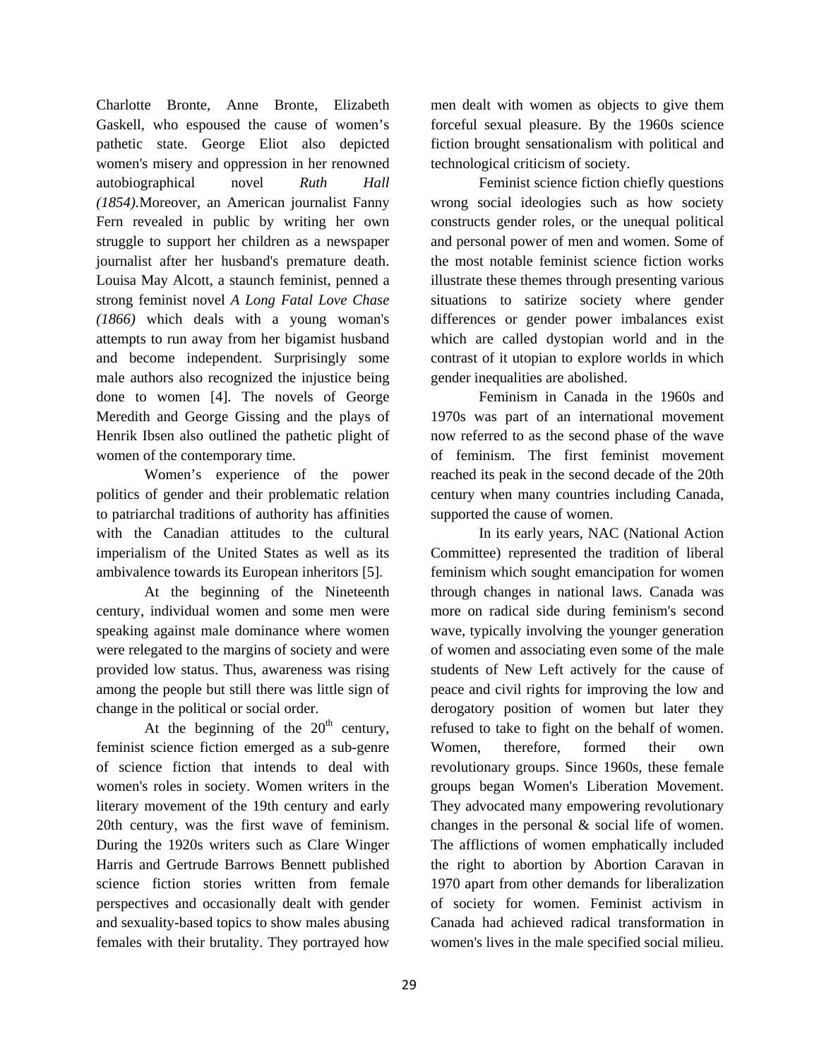Charlotte Bronte, Anne Bronte, Elizabeth Gaskell, who espoused the cause of women's pathetic state. George Eliot also depicted women's misery and oppression in her renowned autobiographical novel *Ruth Hall (1854)*.Moreover, an American journalist Fanny Fern revealed in public by writing her own struggle to support her children as a newspaper journalist after her husband's premature death. Louisa May Alcott, a staunch feminist, penned a strong feminist novel *A Long Fatal Love Chase (1866)* which deals with a young woman's attempts to run away from her bigamist husband and become independent. Surprisingly some male authors also recognized the injustice being done to women [4]. The novels of George Meredith and George Gissing and the plays of Henrik Ibsen also outlined the pathetic plight of women of the contemporary time.

Women's experience of the power politics of gender and their problematic relation to patriarchal traditions of authority has affinities with the Canadian attitudes to the cultural imperialism of the United States as well as its ambivalence towards its European inheritors [5].

At the beginning of the Nineteenth century, individual women and some men were speaking against male dominance where women were relegated to the margins of society and were provided low status. Thus, awareness was rising among the people but still there was little sign of change in the political or social order.

At the beginning of the 20th century, feminist science fiction emerged as a sub-genre of science fiction that intends to deal with women's roles in society. Women writers in the literary movement of the 19th century and early 20th century, was the first wave of feminism. During the 1920s writers such as Clare Winger Harris and Gertrude Barrows Bennett published science fiction stories written from female perspectives and occasionally dealt with gender and sexuality-based topics to show males abusing females with their brutality. They portrayed how men dealt with women as objects to give them forceful sexual pleasure. By the 1960s science fiction brought sensationalism with political and technological criticism of society.

Feminist science fiction chiefly questions wrong social ideologies such as how society constructs gender roles, or the unequal political and personal power of men and women. Some of the most notable feminist science fiction works illustrate these themes through presenting various situations to satirize society where gender differences or gender power imbalances exist which are called dystopian world and in the contrast of it utopian to explore worlds in which gender inequalities are abolished.

Feminism in Canada in the 1960s and 1970s was part of an international movement now referred to as the second phase of the wave of feminism. The first feminist movement reached its peak in the second decade of the 20th century when many countries including Canada, supported the cause of women.

In its early years, NAC (National Action Committee) represented the tradition of liberal feminism which sought emancipation for women through changes in national laws. Canada was more on radical side during feminism's second wave, typically involving the younger generation of women and associating even some of the male students of New Left actively for the cause of peace and civil rights for improving the low and derogatory position of women but later they refused to take to fight on the behalf of women. Women, therefore, formed their own revolutionary groups. Since 1960s, these female groups began Women's Liberation Movement. They advocated many empowering revolutionary changes in the personal & social life of women. The afflictions of women emphatically included the right to abortion by Abortion Caravan in 1970 apart from other demands for liberalization of society for women. Feminist activism in Canada had achieved radical transformation in women's lives in the male specified social milieu.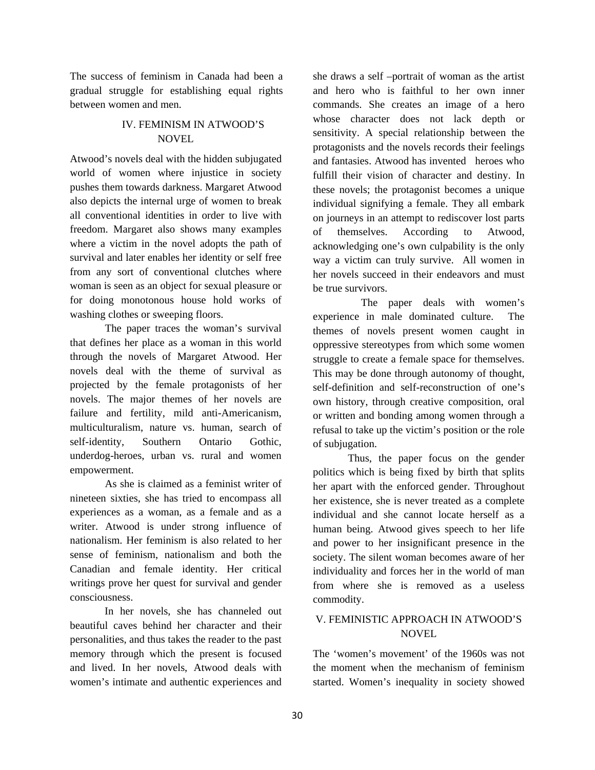The success of feminism in Canada had been a gradual struggle for establishing equal rights between women and men.

## IV. FEMINISM IN ATWOOD'S NOVEL

Atwood's novels deal with the hidden subjugated world of women where injustice in society pushes them towards darkness. Margaret Atwood also depicts the internal urge of women to break all conventional identities in order to live with freedom. Margaret also shows many examples where a victim in the novel adopts the path of survival and later enables her identity or self free from any sort of conventional clutches where woman is seen as an object for sexual pleasure or for doing monotonous house hold works of washing clothes or sweeping floors.

The paper traces the woman's survival that defines her place as a woman in this world through the novels of Margaret Atwood. Her novels deal with the theme of survival as projected by the female protagonists of her novels. The major themes of her novels are failure and fertility, mild anti-Americanism, multiculturalism, nature vs. human, search of self-identity, Southern Ontario Gothic, underdog-heroes, urban vs. rural and women empowerment.

As she is claimed as a feminist writer of nineteen sixties, she has tried to encompass all experiences as a woman, as a female and as a writer. Atwood is under strong influence of nationalism. Her feminism is also related to her sense of feminism, nationalism and both the Canadian and female identity. Her critical writings prove her quest for survival and gender consciousness.

In her novels, she has channeled out beautiful caves behind her character and their personalities, and thus takes the reader to the past memory through which the present is focused and lived. In her novels, Atwood deals with women's intimate and authentic experiences and she draws a self –portrait of woman as the artist and hero who is faithful to her own inner commands. She creates an image of a hero whose character does not lack depth or sensitivity. A special relationship between the protagonists and the novels records their feelings and fantasies. Atwood has invented heroes who fulfill their vision of character and destiny. In these novels; the protagonist becomes a unique individual signifying a female. They all embark on journeys in an attempt to rediscover lost parts of themselves. According to Atwood, acknowledging one's own culpability is the only way a victim can truly survive. All women in her novels succeed in their endeavors and must be true survivors.

The paper deals with women's experience in male dominated culture. The themes of novels present women caught in oppressive stereotypes from which some women struggle to create a female space for themselves. This may be done through autonomy of thought, self-definition and self-reconstruction of one's own history, through creative composition, oral or written and bonding among women through a refusal to take up the victim's position or the role of subjugation.

Thus, the paper focus on the gender politics which is being fixed by birth that splits her apart with the enforced gender. Throughout her existence, she is never treated as a complete individual and she cannot locate herself as a human being. Atwood gives speech to her life and power to her insignificant presence in the society. The silent woman becomes aware of her individuality and forces her in the world of man from where she is removed as a useless commodity.

## V. FEMINISTIC APPROACH IN ATWOOD'S NOVEL

The 'women's movement' of the 1960s was not the moment when the mechanism of feminism started. Women's inequality in society showed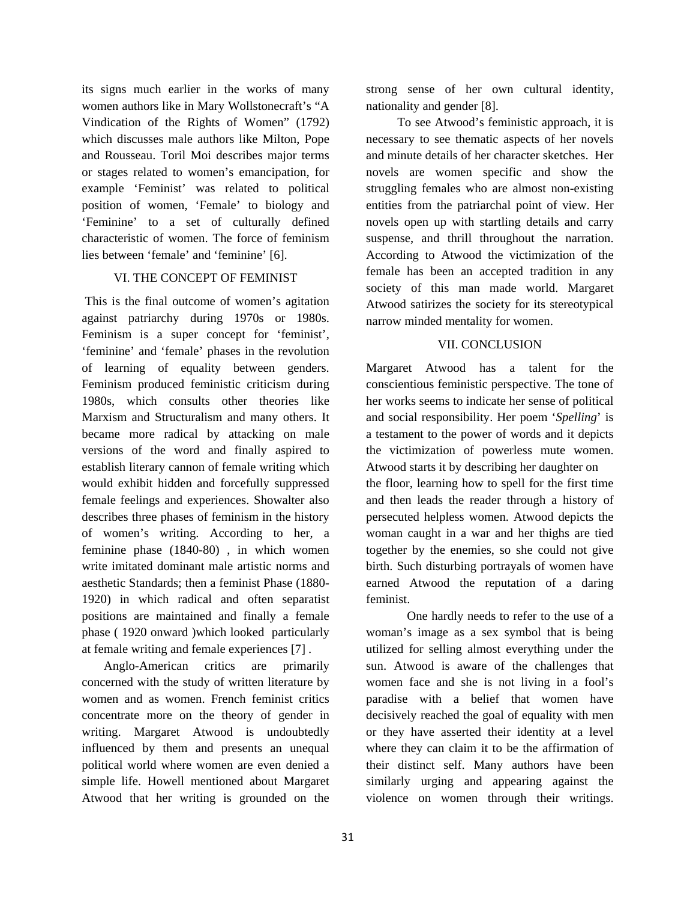its signs much earlier in the works of many women authors like in Mary Wollstonecraft's "A Vindication of the Rights of Women" (1792) which discusses male authors like Milton, Pope and Rousseau. Toril Moi describes major terms or stages related to women's emancipation, for example 'Feminist' was related to political position of women, 'Female' to biology and 'Feminine' to a set of culturally defined characteristic of women. The force of feminism lies between 'female' and 'feminine' [6].

## VI. THE CONCEPT OF FEMINIST

This is the final outcome of women's agitation against patriarchy during 1970s or 1980s. Feminism is a super concept for 'feminist', 'feminine' and 'female' phases in the revolution of learning of equality between genders. Feminism produced feministic criticism during 1980s, which consults other theories like Marxism and Structuralism and many others. It became more radical by attacking on male versions of the word and finally aspired to establish literary cannon of female writing which would exhibit hidden and forcefully suppressed female feelings and experiences. Showalter also describes three phases of feminism in the history of women's writing. According to her, a feminine phase (1840-80) , in which women write imitated dominant male artistic norms and aesthetic Standards; then a feminist Phase (1880-1920) in which radical and often separatist positions are maintained and finally a female phase ( 1920 onward )which looked particularly at female writing and female experiences [7] .

Anglo-American critics are primarily concerned with the study of written literature by women and as women. French feminist critics concentrate more on the theory of gender in writing. Margaret Atwood is undoubtedly influenced by them and presents an unequal political world where women are even denied a simple life. Howell mentioned about Margaret Atwood that her writing is grounded on the strong sense of her own cultural identity, nationality and gender [8].

To see Atwood's feministic approach, it is necessary to see thematic aspects of her novels and minute details of her character sketches. Her novels are women specific and show the struggling females who are almost non-existing entities from the patriarchal point of view. Her novels open up with startling details and carry suspense, and thrill throughout the narration. According to Atwood the victimization of the female has been an accepted tradition in any society of this man made world. Margaret Atwood satirizes the society for its stereotypical narrow minded mentality for women.

## VII. CONCLUSION

Margaret Atwood has a talent for the conscientious feministic perspective. The tone of her works seems to indicate her sense of political and social responsibility. Her poem '*Spelling*' is a testament to the power of words and it depicts the victimization of powerless mute women. Atwood starts it by describing her daughter on the floor, learning how to spell for the first time and then leads the reader through a history of persecuted helpless women. Atwood depicts the woman caught in a war and her thighs are tied together by the enemies, so she could not give birth. Such disturbing portrayals of women have earned Atwood the reputation of a daring feminist.

One hardly needs to refer to the use of a woman's image as a sex symbol that is being utilized for selling almost everything under the sun. Atwood is aware of the challenges that women face and she is not living in a fool's paradise with a belief that women have decisively reached the goal of equality with men or they have asserted their identity at a level where they can claim it to be the affirmation of their distinct self. Many authors have been similarly urging and appearing against the violence on women through their writings.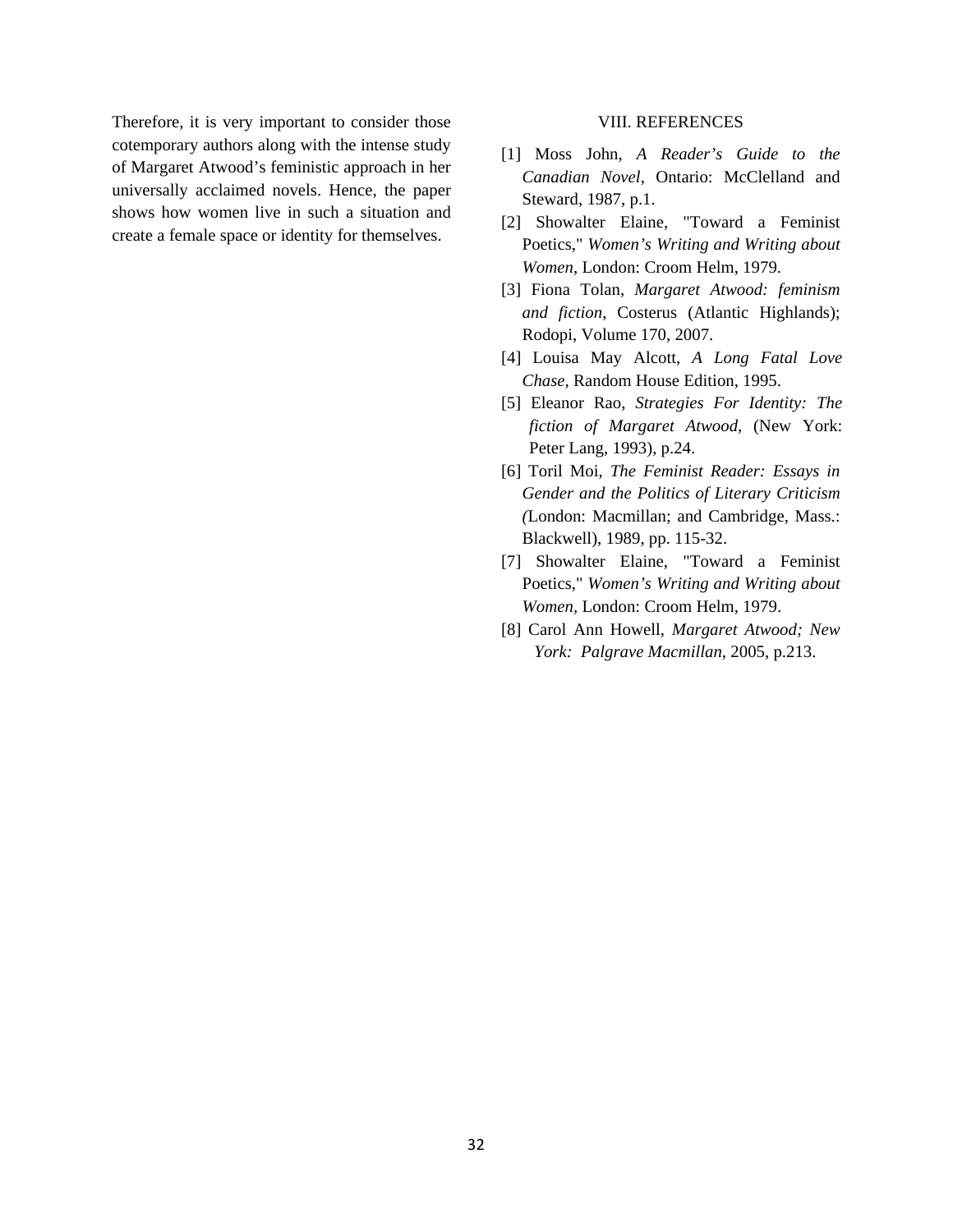Therefore, it is very important to consider those cotemporary authors along with the intense study of Margaret Atwood's feministic approach in her universally acclaimed novels. Hence, the paper shows how women live in such a situation and create a female space or identity for themselves.

## VIII. REFERENCES

[1] Moss John, *A Reader's Guide to the Canadian Novel*, Ontario: McClelland and Steward, 1987, p.1.

[2] Showalter Elaine, "Toward a Feminist Poetics," *Women's Writing and Writing about Women*, London: Croom Helm, 1979.

[3] Fiona Tolan, *Margaret Atwood: feminism and fiction,* Costerus (Atlantic Highlands); Rodopi, Volume 170, 2007.

[4] Louisa May Alcott, *A Long Fatal Love Chase,* Random House Edition, 1995.

[5] Eleanor Rao, *Strategies For Identity: The fiction of Margaret Atwood,* (New York: Peter Lang, 1993), p.24.

[6] Toril Moi, *The Feminist Reader: Essays in Gender and the Politics of Literary Criticism (*London: Macmillan; and Cambridge, Mass.: Blackwell), 1989, pp. 115-32.

[7] Showalter Elaine, "Toward a Feminist Poetics," *Women's Writing and Writing about Women,* London: Croom Helm, 1979.

[8] Carol Ann Howell, *Margaret Atwood; New York: Palgrave Macmillan*, 2005, p.213.